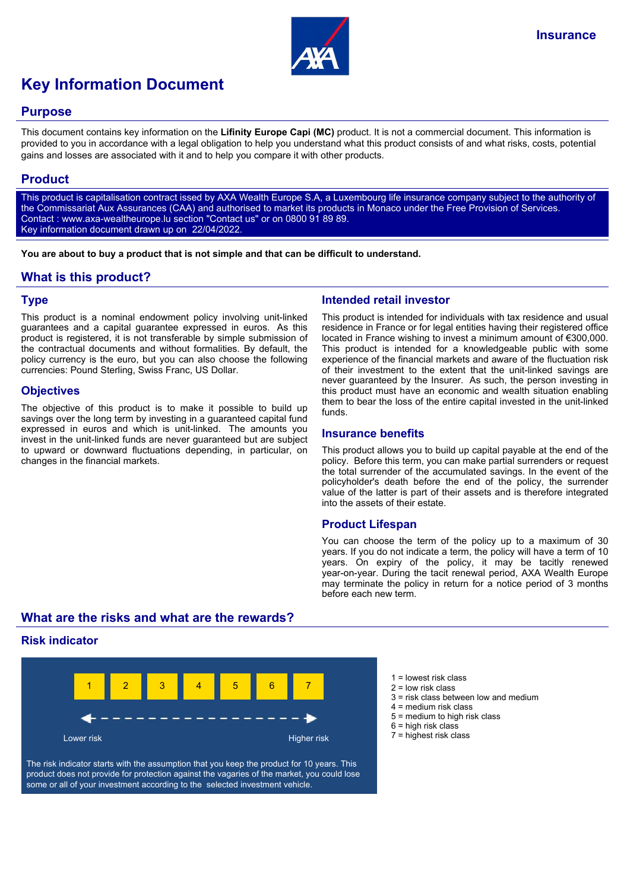Insurance

# Key Information Document

## Purpose

This document contains key information on the **Lifinity Europe Capi (MC)** product. It is not a commercial document. This information is provided to you in accordance with a legal obligation to help you understand what this product consists of and what risks, costs, potential gains and losses are associated with it and to help you compare it with other products.

## Product

This product is capitalisation contract issued by AXA Wealth Europe S.A, a Luxembourg life insurance company subject to the authority of the Commissariat Aux Assurances (CAA) and authorised to market its products in Monaco under the Free Provision of Services.
Contact : www.axa-wealtheurope.lu section "Contact us" or on 0800 91 89 89.
Key information document drawn up on 22/04/2022.

**You are about to buy a product that is not simple and that can be difficult to understand.**

## What is this product?

### Type

This product is a nominal endowment policy involving unit-linked guarantees and a capital guarantee expressed in euros. As this product is registered, it is not transferable by simple submission of the contractual documents and without formalities. By default, the policy currency is the euro, but you can also choose the following currencies: Pound Sterling, Swiss Franc, US Dollar.

### Objectives

The objective of this product is to make it possible to build up savings over the long term by investing in a guaranteed capital fund expressed in euros and which is unit-linked. The amounts you invest in the unit-linked funds are never guaranteed but are subject to upward or downward fluctuations depending, in particular, on changes in the financial markets.

### Intended retail investor

This product is intended for individuals with tax residence and usual residence in France or for legal entities having their registered office located in France wishing to invest a minimum amount of €300,000. This product is intended for a knowledgeable public with some experience of the financial markets and aware of the fluctuation risk of their investment to the extent that the unit-linked savings are never guaranteed by the Insurer. As such, the person investing in this product must have an economic and wealth situation enabling them to bear the loss of the entire capital invested in the unit-linked funds.

### Insurance benefits

This product allows you to build up capital payable at the end of the policy. Before this term, you can make partial surrenders or request the total surrender of the accumulated savings. In the event of the policyholder's death before the end of the policy, the surrender value of the latter is part of their assets and is therefore integrated into the assets of their estate.

### Product Lifespan

You can choose the term of the policy up to a maximum of 30 years. If you do not indicate a term, the policy will have a term of 10 years. On expiry of the policy, it may be tacitly renewed year-on-year. During the tacit renewal period, AXA Wealth Europe may terminate the policy in return for a notice period of 3 months before each new term.

## What are the risks and what are the rewards?

### Risk indicator

| 1 | 2 | 3 | 4 | 5 | 6 | 7 |
|---|---|---|---|---|---|---|

Lower risk ← → Higher risk

The risk indicator starts with the assumption that you keep the product for 10 years. This product does not provide for protection against the vagaries of the market, you could lose some or all of your investment according to the selected investment vehicle.

- 1 = lowest risk class
- 2 = low risk class
- 3 = risk class between low and medium
- 4 = medium risk class
- 5 = medium to high risk class
- 6 = high risk class
- 7 = highest risk class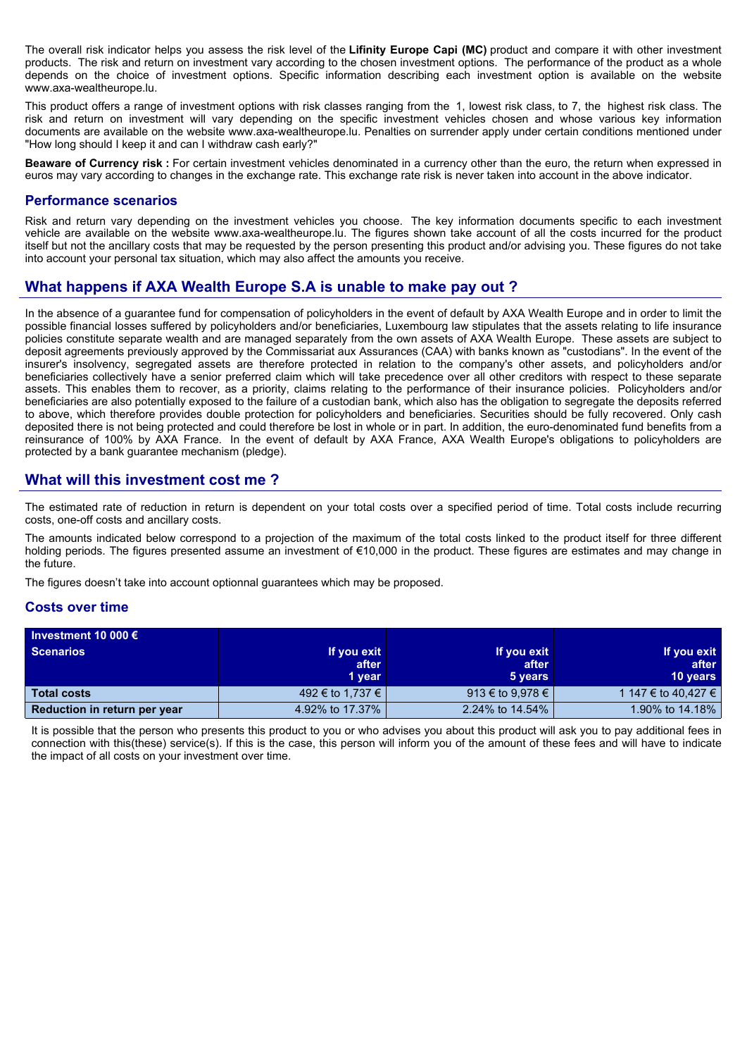The overall risk indicator helps you assess the risk level of the **Lifinity Europe Capi (MC)** product and compare it with other investment products. The risk and return on investment vary according to the chosen investment options. The performance of the product as a whole depends on the choice of investment options. Specific information describing each investment option is available on the website www.axa-wealtheurope.lu.

This product offers a range of investment options with risk classes ranging from the 1, lowest risk class, to 7, the highest risk class. The risk and return on investment will vary depending on the specific investment vehicles chosen and whose various key information documents are available on the website www.axa-wealtheurope.lu. Penalties on surrender apply under certain conditions mentioned under "How long should I keep it and can I withdraw cash early?"

**Beaware of Currency risk :** For certain investment vehicles denominated in a currency other than the euro, the return when expressed in euros may vary according to changes in the exchange rate. This exchange rate risk is never taken into account in the above indicator.

### Performance scenarios

Risk and return vary depending on the investment vehicles you choose. The key information documents specific to each investment vehicle are available on the website www.axa-wealtheurope.lu. The figures shown take account of all the costs incurred for the product itself but not the ancillary costs that may be requested by the person presenting this product and/or advising you. These figures do not take into account your personal tax situation, which may also affect the amounts you receive.

## What happens if AXA Wealth Europe S.A is unable to make pay out ?

In the absence of a guarantee fund for compensation of policyholders in the event of default by AXA Wealth Europe and in order to limit the possible financial losses suffered by policyholders and/or beneficiaries, Luxembourg law stipulates that the assets relating to life insurance policies constitute separate wealth and are managed separately from the own assets of AXA Wealth Europe. These assets are subject to deposit agreements previously approved by the Commissariat aux Assurances (CAA) with banks known as "custodians". In the event of the insurer's insolvency, segregated assets are therefore protected in relation to the company's other assets, and policyholders and/or beneficiaries collectively have a senior preferred claim which will take precedence over all other creditors with respect to these separate assets. This enables them to recover, as a priority, claims relating to the performance of their insurance policies. Policyholders and/or beneficiaries are also potentially exposed to the failure of a custodian bank, which also has the obligation to segregate the deposits referred to above, which therefore provides double protection for policyholders and beneficiaries. Securities should be fully recovered. Only cash deposited there is not being protected and could therefore be lost in whole or in part. In addition, the euro-denominated fund benefits from a reinsurance of 100% by AXA France. In the event of default by AXA France, AXA Wealth Europe's obligations to policyholders are protected by a bank guarantee mechanism (pledge).

## What will this investment cost me ?

The estimated rate of reduction in return is dependent on your total costs over a specified period of time. Total costs include recurring costs, one-off costs and ancillary costs.

The amounts indicated below correspond to a projection of the maximum of the total costs linked to the product itself for three different holding periods. The figures presented assume an investment of €10,000 in the product. These figures are estimates and may change in the future.

The figures doesn't take into account optionnal guarantees which may be proposed.

### Costs over time

| Investment 10 000 € Scenarios | If you exit after 1 year | If you exit after 5 years | If you exit after 10 years |
|---|---|---|---|
| **Total costs** | 492 € to 1,737 € | 913 € to 9,978 € | 1 147 € to 40,427 € |
| **Reduction in return per year** | 4.92% to 17.37% | 2.24% to 14.54% | 1.90% to 14.18% |

It is possible that the person who presents this product to you or who advises you about this product will ask you to pay additional fees in connection with this(these) service(s). If this is the case, this person will inform you of the amount of these fees and will have to indicate the impact of all costs on your investment over time.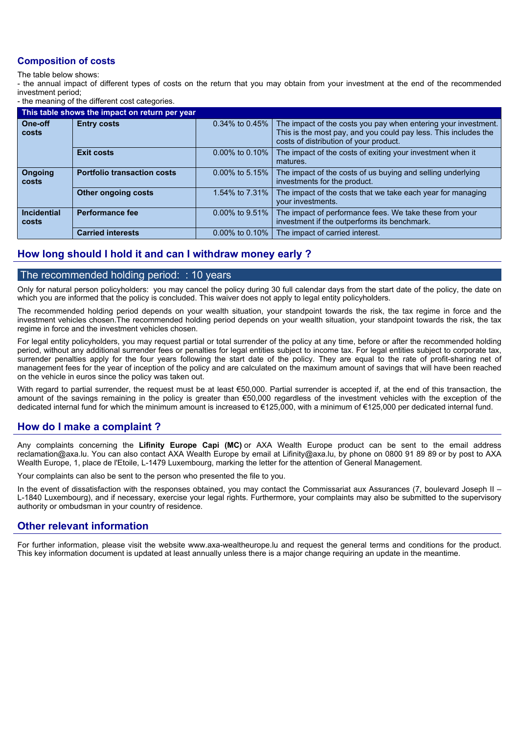## Composition of costs

The table below shows:

- the annual impact of different types of costs on the return that you may obtain from your investment at the end of the recommended investment period;
- the meaning of the different cost categories.

| This table shows the impact on return per year | | | |
|---|---|---|---|
| **One-off costs** | **Entry costs** | 0.34% to 0.45% | The impact of the costs you pay when entering your investment. This is the most pay, and you could pay less. This includes the costs of distribution of your product. |
| | **Exit costs** | 0.00% to 0.10% | The impact of the costs of exiting your investment when it matures. |
| **Ongoing costs** | **Portfolio transaction costs** | 0.00% to 5.15% | The impact of the costs of us buying and selling underlying investments for the product. |
| | **Other ongoing costs** | 1.54% to 7.31% | The impact of the costs that we take each year for managing your investments. |
| **Incidential costs** | **Performance fee** | 0.00% to 9.51% | The impact of performance fees. We take these from your investment if the outperforms its benchmark. |
| | **Carried interests** | 0.00% to 0.10% | The impact of carried interest. |

## How long should I hold it and can I withdraw money early ?

### The recommended holding period: : 10 years

Only for natural person policyholders: you may cancel the policy during 30 full calendar days from the start date of the policy, the date on which you are informed that the policy is concluded. This waiver does not apply to legal entity policyholders.

The recommended holding period depends on your wealth situation, your standpoint towards the risk, the tax regime in force and the investment vehicles chosen.The recommended holding period depends on your wealth situation, your standpoint towards the risk, the tax regime in force and the investment vehicles chosen.

For legal entity policyholders, you may request partial or total surrender of the policy at any time, before or after the recommended holding period, without any additional surrender fees or penalties for legal entities subject to income tax. For legal entities subject to corporate tax, surrender penalties apply for the four years following the start date of the policy. They are equal to the rate of profit-sharing net of management fees for the year of inception of the policy and are calculated on the maximum amount of savings that will have been reached on the vehicle in euros since the policy was taken out.

With regard to partial surrender, the request must be at least €50,000. Partial surrender is accepted if, at the end of this transaction, the amount of the savings remaining in the policy is greater than €50,000 regardless of the investment vehicles with the exception of the dedicated internal fund for which the minimum amount is increased to €125,000, with a minimum of €125,000 per dedicated internal fund.

## How do I make a complaint ?

Any complaints concerning the **Lifinity Europe Capi (MC)** or AXA Wealth Europe product can be sent to the email address reclamation@axa.lu. You can also contact AXA Wealth Europe by email at Lifinity@axa.lu, by phone on 0800 91 89 89 or by post to AXA Wealth Europe, 1, place de l'Etoile, L-1479 Luxembourg, marking the letter for the attention of General Management.

Your complaints can also be sent to the person who presented the file to you.

In the event of dissatisfaction with the responses obtained, you may contact the Commissariat aux Assurances (7, boulevard Joseph II – L-1840 Luxembourg), and if necessary, exercise your legal rights. Furthermore, your complaints may also be submitted to the supervisory authority or ombudsman in your country of residence.

## Other relevant information

For further information, please visit the website www.axa-wealtheurope.lu and request the general terms and conditions for the product. This key information document is updated at least annually unless there is a major change requiring an update in the meantime.